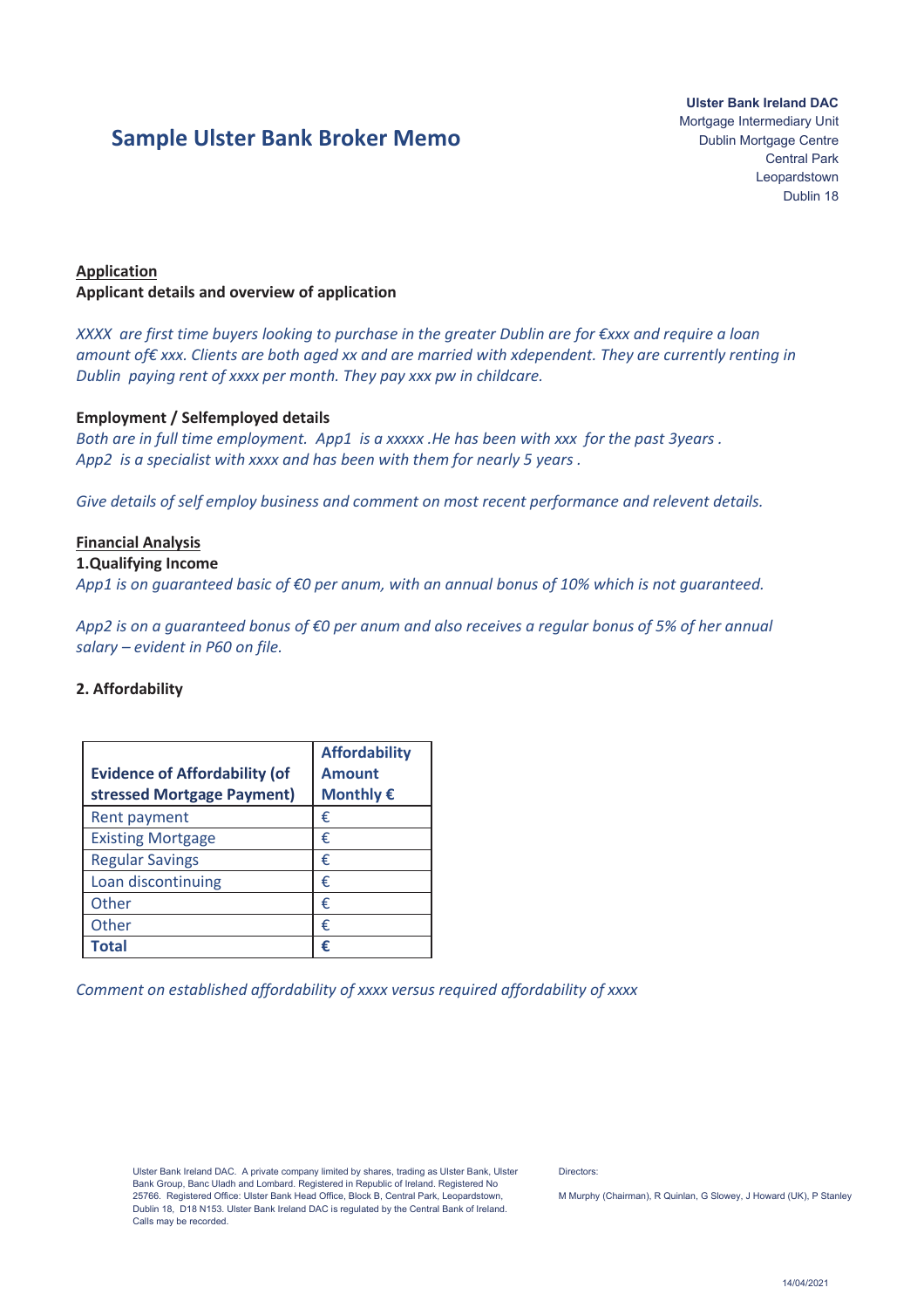# Sample Ulster Bank Broker Memo

**Ulster Bank Ireland DAC**
Mortgage Intermediary Unit
Dublin Mortgage Centre
Central Park
Leopardstown
Dublin 18

**<u>Application</u>**
**Applicant details and overview of application**

*XXXX are first time buyers looking to purchase in the greater Dublin are for €xxx and require a loan amount of€ xxx. Clients are both aged xx and are married with xdependent. They are currently renting in Dublin paying rent of xxxx per month. They pay xxx pw in childcare.*

**Employment / Selfemployed details**
*Both are in full time employment. App1 is a xxxxx .He has been with xxx for the past 3years .*
*App2 is a specialist with xxxx and has been with them for nearly 5 years .*

*Give details of self employ business and comment on most recent performance and relevent details.*

**<u>Financial Analysis</u>**
**1.Qualifying Income**
*App1 is on guaranteed basic of €0 per anum, with an annual bonus of 10% which is not guaranteed.*

*App2 is on a guaranteed bonus of €0 per anum and also receives a regular bonus of 5% of her annual salary – evident in P60 on file.*

**2. Affordability**

| Evidence of Affordability (of stressed Mortgage Payment) | Affordability Amount Monthly € |
|---|---|
| Rent payment | € |
| Existing Mortgage | € |
| Regular Savings | € |
| Loan discontinuing | € |
| Other | € |
| Other | € |
| **Total** | **€** |

*Comment on established affordability of xxxx versus required affordability of xxxx*

Ulster Bank Ireland DAC. A private company limited by shares, trading as Ulster Bank, Ulster Bank Group, Banc Uladh and Lombard. Registered in Republic of Ireland. Registered No 25766. Registered Office: Ulster Bank Head Office, Block B, Central Park, Leopardstown, Dublin 18, D18 N153. Ulster Bank Ireland DAC is regulated by the Central Bank of Ireland. Calls may be recorded.

Directors:

M Murphy (Chairman), R Quinlan, G Slowey, J Howard (UK), P Stanley

14/04/2021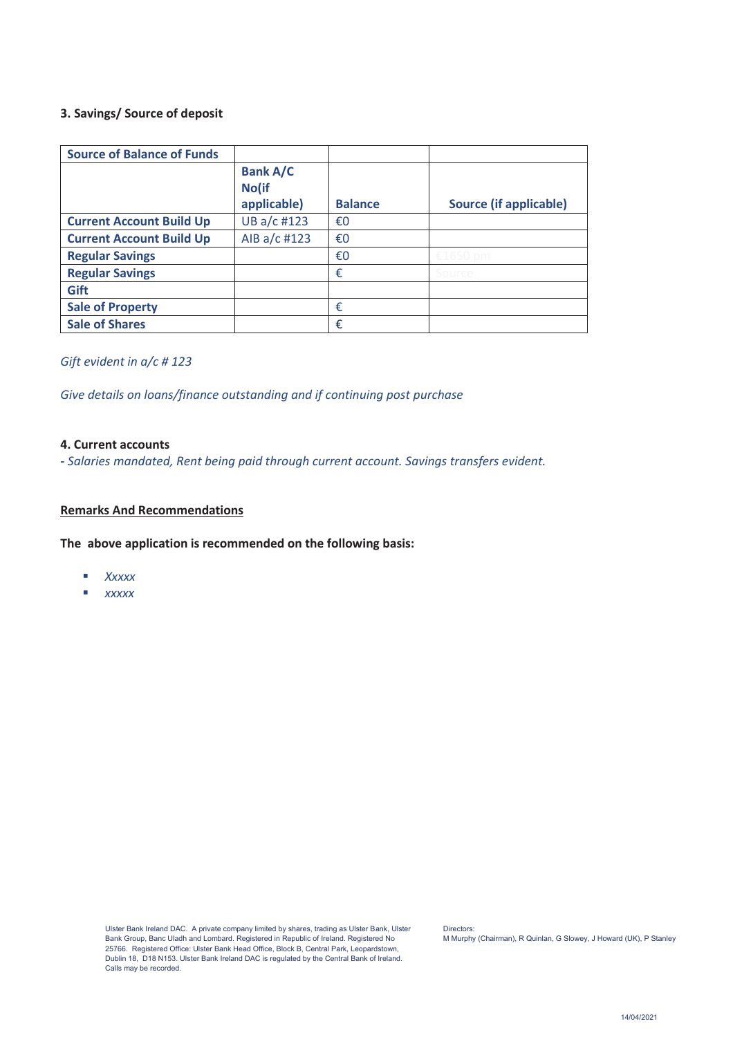### 3. Savings/ Source of deposit

| Source of Balance of Funds | | | |
|---|---|---|---|
| | **Bank A/C No(if applicable)** | **Balance** | **Source (if applicable)** |
| **Current Account Build Up** | UB a/c #123 | €0 | |
| **Current Account Build Up** | AIB a/c #123 | €0 | |
| **Regular Savings** | | €0 | €1650 pm |
| **Regular Savings** | | € | Source |
| **Gift** | | | |
| **Sale of Property** | | € | |
| **Sale of Shares** | | € | |

*Gift evident in a/c # 123*

*Give details on loans/finance outstanding and if continuing post purchase*

### 4. Current accounts

**-** *Salaries mandated, Rent being paid through current account. Savings transfers evident.*

**Remarks And Recommendations**

**The above application is recommended on the following basis:**

- *Xxxxx*
- *xxxxx*